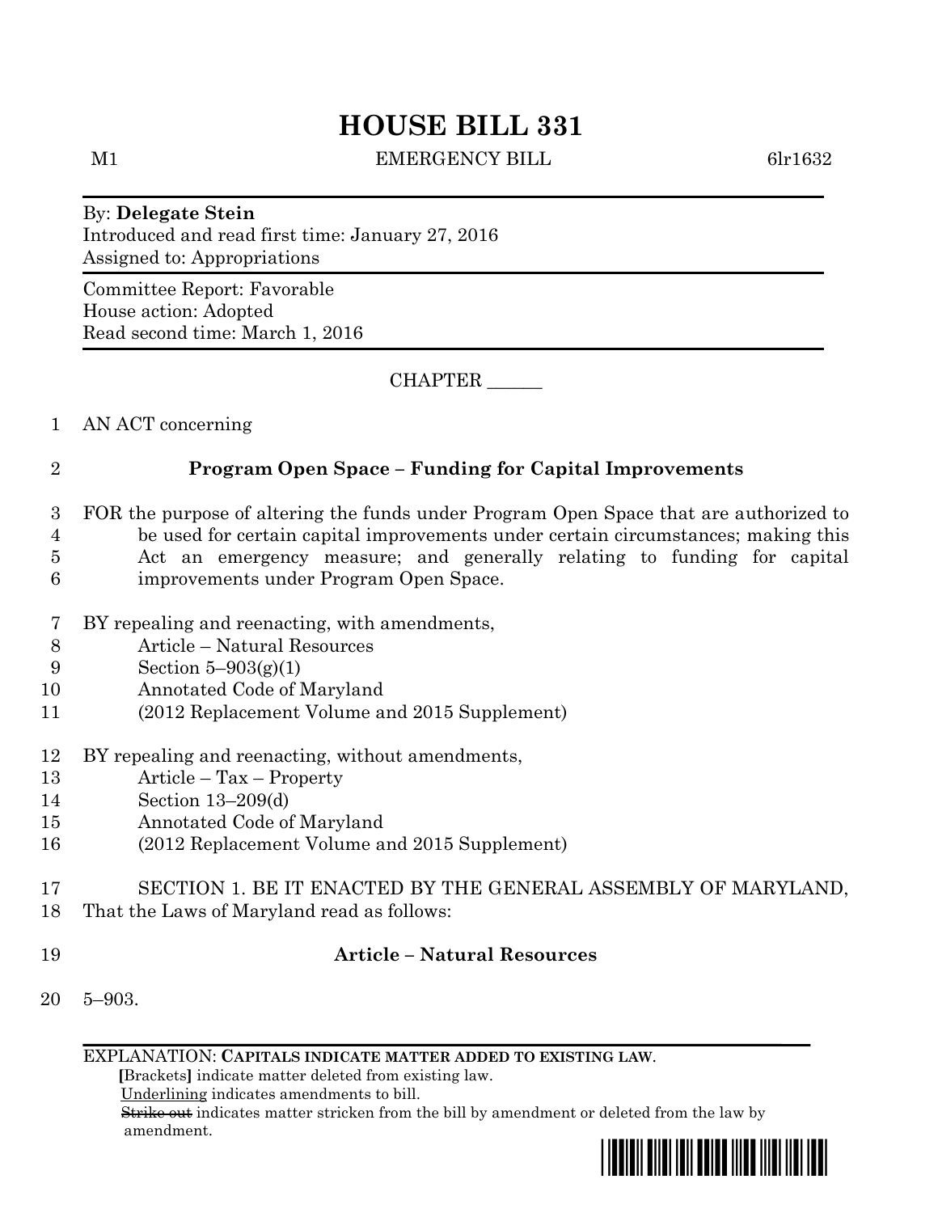# HOUSE BILL 331

M1 EMERGENCY BILL 6lr1632

By: **Delegate Stein**
Introduced and read first time: January 27, 2016
Assigned to: Appropriations

Committee Report: Favorable
House action: Adopted
Read second time: March 1, 2016

CHAPTER ______

1 AN ACT concerning

## 2 Program Open Space – Funding for Capital Improvements

3 FOR the purpose of altering the funds under Program Open Space that are authorized to
4 be used for certain capital improvements under certain circumstances; making this
5 Act an emergency measure; and generally relating to funding for capital
6 improvements under Program Open Space.

7 BY repealing and reenacting, with amendments,
8 Article – Natural Resources
9 Section 5–903(g)(1)
10 Annotated Code of Maryland
11 (2012 Replacement Volume and 2015 Supplement)

12 BY repealing and reenacting, without amendments,
13 Article – Tax – Property
14 Section 13–209(d)
15 Annotated Code of Maryland
16 (2012 Replacement Volume and 2015 Supplement)

17 SECTION 1. BE IT ENACTED BY THE GENERAL ASSEMBLY OF MARYLAND,
18 That the Laws of Maryland read as follows:

### 19 Article – Natural Resources

20 5–903.

EXPLANATION: **CAPITALS INDICATE MATTER ADDED TO EXISTING LAW.**
**[**Brackets**]** indicate matter deleted from existing law.
Underlining indicates amendments to bill.
~~Strike out~~ indicates matter stricken from the bill by amendment or deleted from the law by amendment.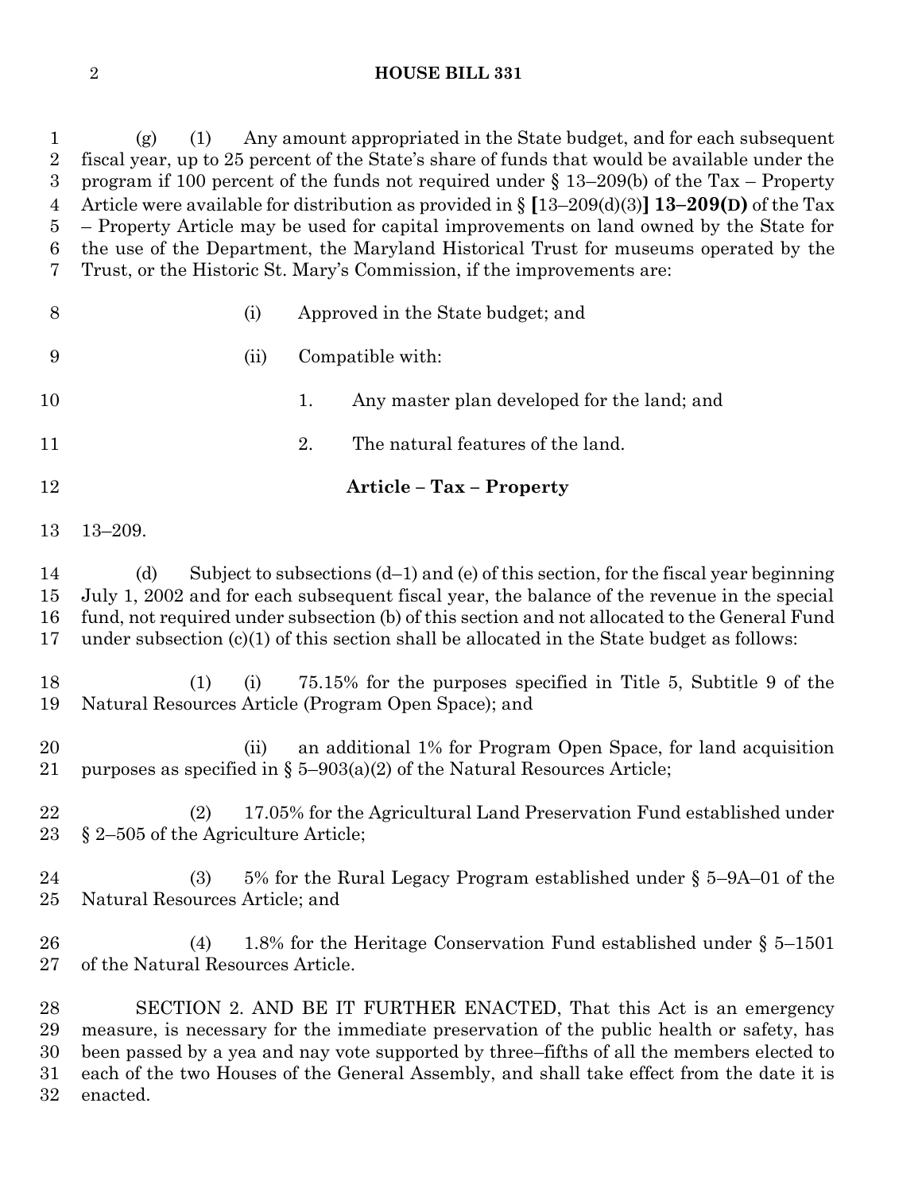(g) (1) Any amount appropriated in the State budget, and for each subsequent fiscal year, up to 25 percent of the State's share of funds that would be available under the program if 100 percent of the funds not required under § 13–209(b) of the Tax – Property Article were available for distribution as provided in § [13–209(d)(3)] **13–209(D)** of the Tax – Property Article may be used for capital improvements on land owned by the State for the use of the Department, the Maryland Historical Trust for museums operated by the Trust, or the Historic St. Mary's Commission, if the improvements are:

(i) Approved in the State budget; and

(ii) Compatible with:

1. Any master plan developed for the land; and

2. The natural features of the land.

**Article – Tax – Property**

13–209.

(d) Subject to subsections (d–1) and (e) of this section, for the fiscal year beginning July 1, 2002 and for each subsequent fiscal year, the balance of the revenue in the special fund, not required under subsection (b) of this section and not allocated to the General Fund under subsection (c)(1) of this section shall be allocated in the State budget as follows:

(1) (i) 75.15% for the purposes specified in Title 5, Subtitle 9 of the Natural Resources Article (Program Open Space); and

(ii) an additional 1% for Program Open Space, for land acquisition purposes as specified in § 5–903(a)(2) of the Natural Resources Article;

(2) 17.05% for the Agricultural Land Preservation Fund established under § 2–505 of the Agriculture Article;

(3) 5% for the Rural Legacy Program established under § 5–9A–01 of the Natural Resources Article; and

(4) 1.8% for the Heritage Conservation Fund established under § 5–1501 of the Natural Resources Article.

SECTION 2. AND BE IT FURTHER ENACTED, That this Act is an emergency measure, is necessary for the immediate preservation of the public health or safety, has been passed by a yea and nay vote supported by three–fifths of all the members elected to each of the two Houses of the General Assembly, and shall take effect from the date it is enacted.